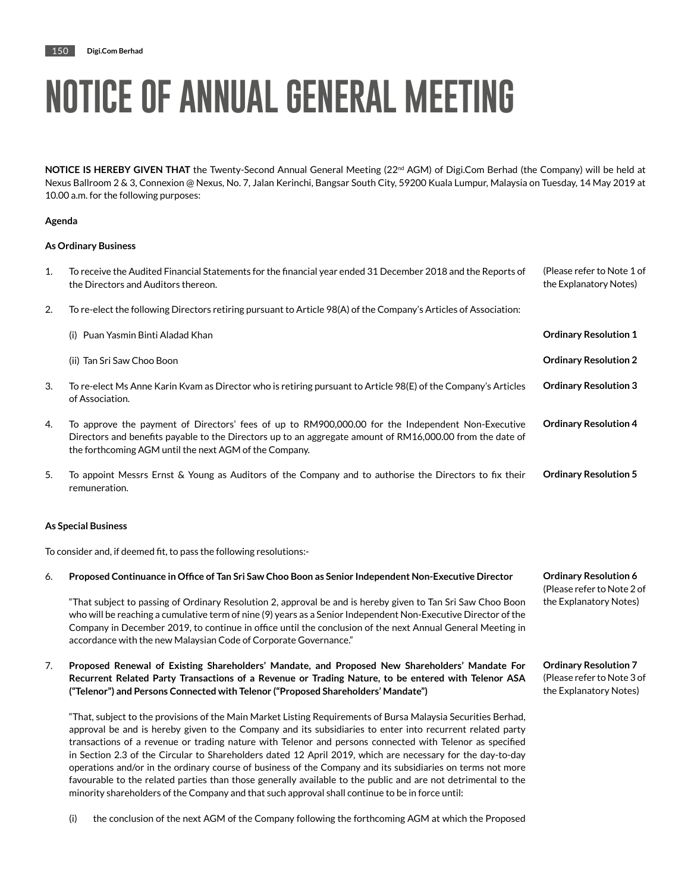# NOTICE OF ANNUAL GENERAL MEETING

**NOTICE IS HEREBY GIVEN THAT** the Twenty-Second Annual General Meeting (22nd AGM) of Digi.Com Berhad (the Company) will be held at Nexus Ballroom 2 & 3, Connexion @ Nexus, No. 7, Jalan Kerinchi, Bangsar South City, 59200 Kuala Lumpur, Malaysia on Tuesday, 14 May 2019 at 10.00 a.m. for the following purposes:

**Agenda**

**As Ordinary Business**

1. To receive the Audited Financial Statements for the financial year ended 31 December 2018 and the Reports of the Directors and Auditors thereon. (Please refer to Note 1 of the Explanatory Notes)

2. To re-elect the following Directors retiring pursuant to Article 98(A) of the Company's Articles of Association:

   (i) Puan Yasmin Binti Aladad Khan — **Ordinary Resolution 1**

   (ii) Tan Sri Saw Choo Boon — **Ordinary Resolution 2**

3. To re-elect Ms Anne Karin Kvam as Director who is retiring pursuant to Article 98(E) of the Company's Articles of Association. — **Ordinary Resolution 3**

4. To approve the payment of Directors' fees of up to RM900,000.00 for the Independent Non-Executive Directors and benefits payable to the Directors up to an aggregate amount of RM16,000.00 from the date of the forthcoming AGM until the next AGM of the Company. — **Ordinary Resolution 4**

5. To appoint Messrs Ernst & Young as Auditors of the Company and to authorise the Directors to fix their remuneration. — **Ordinary Resolution 5**

**As Special Business**

To consider and, if deemed fit, to pass the following resolutions:-

6. **Proposed Continuance in Office of Tan Sri Saw Choo Boon as Senior Independent Non-Executive Director** — **Ordinary Resolution 6** (Please refer to Note 2 of the Explanatory Notes)

   "That subject to passing of Ordinary Resolution 2, approval be and is hereby given to Tan Sri Saw Choo Boon who will be reaching a cumulative term of nine (9) years as a Senior Independent Non-Executive Director of the Company in December 2019, to continue in office until the conclusion of the next Annual General Meeting in accordance with the new Malaysian Code of Corporate Governance."

7. **Proposed Renewal of Existing Shareholders' Mandate, and Proposed New Shareholders' Mandate For Recurrent Related Party Transactions of a Revenue or Trading Nature, to be entered with Telenor ASA ("Telenor") and Persons Connected with Telenor ("Proposed Shareholders' Mandate")** — **Ordinary Resolution 7** (Please refer to Note 3 of the Explanatory Notes)

   "That, subject to the provisions of the Main Market Listing Requirements of Bursa Malaysia Securities Berhad, approval be and is hereby given to the Company and its subsidiaries to enter into recurrent related party transactions of a revenue or trading nature with Telenor and persons connected with Telenor as specified in Section 2.3 of the Circular to Shareholders dated 12 April 2019, which are necessary for the day-to-day operations and/or in the ordinary course of business of the Company and its subsidiaries on terms not more favourable to the related parties than those generally available to the public and are not detrimental to the minority shareholders of the Company and that such approval shall continue to be in force until:

   (i) the conclusion of the next AGM of the Company following the forthcoming AGM at which the Proposed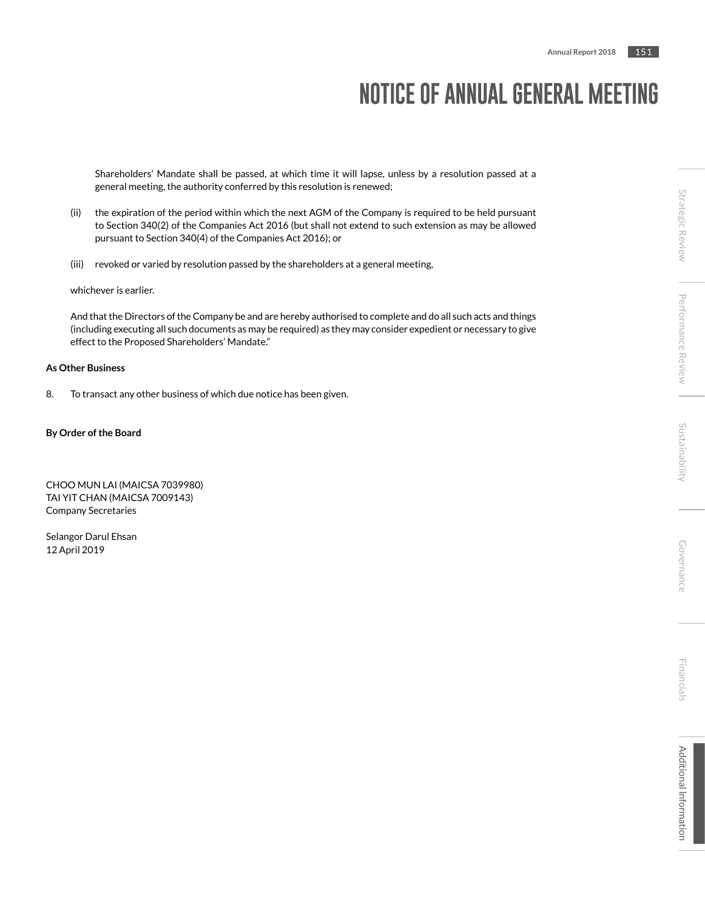Shareholders' Mandate shall be passed, at which time it will lapse, unless by a resolution passed at a general meeting, the authority conferred by this resolution is renewed;

(ii) the expiration of the period within which the next AGM of the Company is required to be held pursuant to Section 340(2) of the Companies Act 2016 (but shall not extend to such extension as may be allowed pursuant to Section 340(4) of the Companies Act 2016); or

(iii) revoked or varied by resolution passed by the shareholders at a general meeting,

whichever is earlier.

And that the Directors of the Company be and are hereby authorised to complete and do all such acts and things (including executing all such documents as may be required) as they may consider expedient or necessary to give effect to the Proposed Shareholders' Mandate."

**As Other Business**

8. To transact any other business of which due notice has been given.

**By Order of the Board**

CHOO MUN LAI (MAICSA 7039980)
TAI YIT CHAN (MAICSA 7009143)
Company Secretaries

Selangor Darul Ehsan
12 April 2019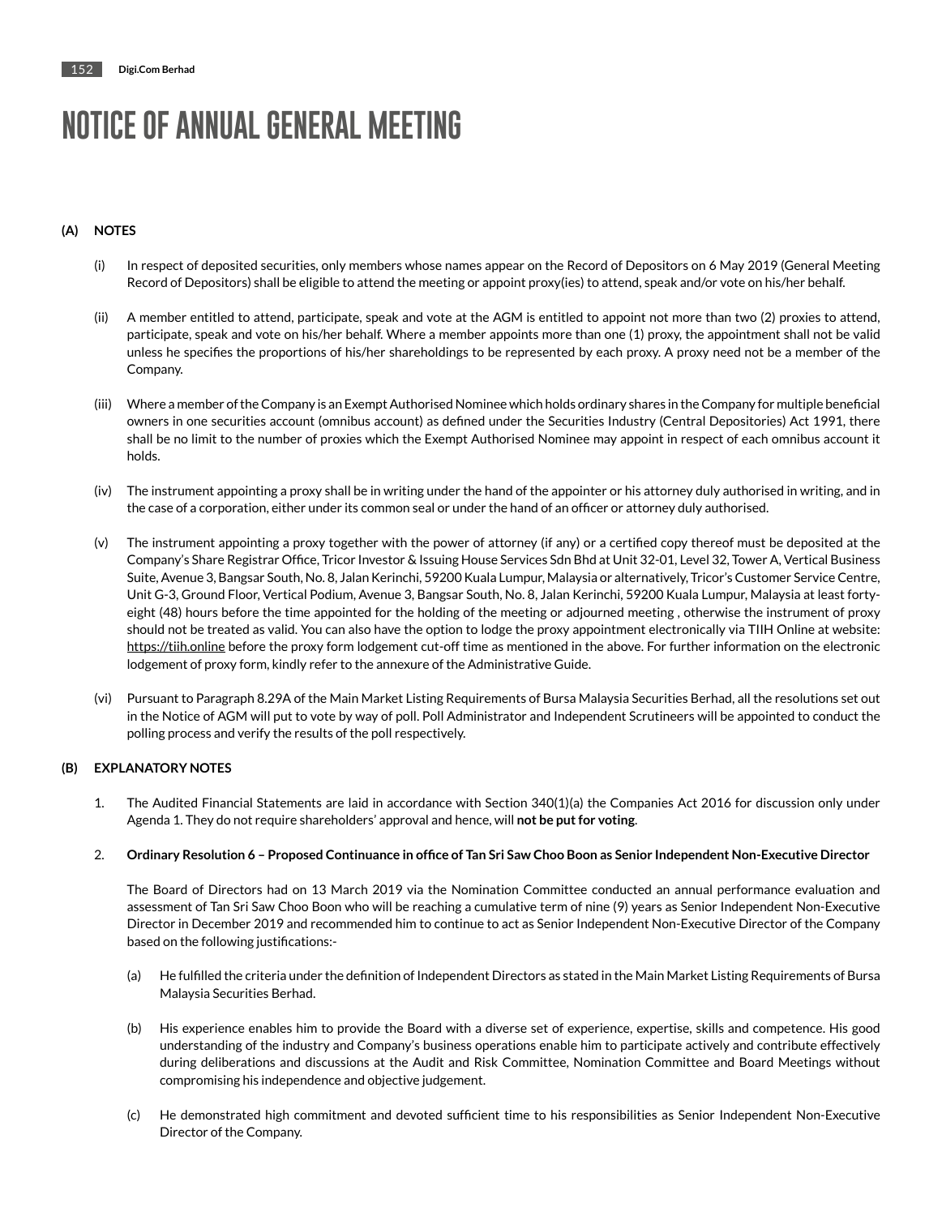# NOTICE OF ANNUAL GENERAL MEETING

**(A) NOTES**

(i) In respect of deposited securities, only members whose names appear on the Record of Depositors on 6 May 2019 (General Meeting Record of Depositors) shall be eligible to attend the meeting or appoint proxy(ies) to attend, speak and/or vote on his/her behalf.

(ii) A member entitled to attend, participate, speak and vote at the AGM is entitled to appoint not more than two (2) proxies to attend, participate, speak and vote on his/her behalf. Where a member appoints more than one (1) proxy, the appointment shall not be valid unless he specifies the proportions of his/her shareholdings to be represented by each proxy. A proxy need not be a member of the Company.

(iii) Where a member of the Company is an Exempt Authorised Nominee which holds ordinary shares in the Company for multiple beneficial owners in one securities account (omnibus account) as defined under the Securities Industry (Central Depositories) Act 1991, there shall be no limit to the number of proxies which the Exempt Authorised Nominee may appoint in respect of each omnibus account it holds.

(iv) The instrument appointing a proxy shall be in writing under the hand of the appointer or his attorney duly authorised in writing, and in the case of a corporation, either under its common seal or under the hand of an officer or attorney duly authorised.

(v) The instrument appointing a proxy together with the power of attorney (if any) or a certified copy thereof must be deposited at the Company's Share Registrar Office, Tricor Investor & Issuing House Services Sdn Bhd at Unit 32-01, Level 32, Tower A, Vertical Business Suite, Avenue 3, Bangsar South, No. 8, Jalan Kerinchi, 59200 Kuala Lumpur, Malaysia or alternatively, Tricor's Customer Service Centre, Unit G-3, Ground Floor, Vertical Podium, Avenue 3, Bangsar South, No. 8, Jalan Kerinchi, 59200 Kuala Lumpur, Malaysia at least forty-eight (48) hours before the time appointed for the holding of the meeting or adjourned meeting , otherwise the instrument of proxy should not be treated as valid. You can also have the option to lodge the proxy appointment electronically via TIIH Online at website: https://tiih.online before the proxy form lodgement cut-off time as mentioned in the above. For further information on the electronic lodgement of proxy form, kindly refer to the annexure of the Administrative Guide.

(vi) Pursuant to Paragraph 8.29A of the Main Market Listing Requirements of Bursa Malaysia Securities Berhad, all the resolutions set out in the Notice of AGM will put to vote by way of poll. Poll Administrator and Independent Scrutineers will be appointed to conduct the polling process and verify the results of the poll respectively.

**(B) EXPLANATORY NOTES**

1. The Audited Financial Statements are laid in accordance with Section 340(1)(a) the Companies Act 2016 for discussion only under Agenda 1. They do not require shareholders' approval and hence, will **not be put for voting**.

2. **Ordinary Resolution 6 – Proposed Continuance in office of Tan Sri Saw Choo Boon as Senior Independent Non-Executive Director**

   The Board of Directors had on 13 March 2019 via the Nomination Committee conducted an annual performance evaluation and assessment of Tan Sri Saw Choo Boon who will be reaching a cumulative term of nine (9) years as Senior Independent Non-Executive Director in December 2019 and recommended him to continue to act as Senior Independent Non-Executive Director of the Company based on the following justifications:-

   (a) He fulfilled the criteria under the definition of Independent Directors as stated in the Main Market Listing Requirements of Bursa Malaysia Securities Berhad.

   (b) His experience enables him to provide the Board with a diverse set of experience, expertise, skills and competence. His good understanding of the industry and Company's business operations enable him to participate actively and contribute effectively during deliberations and discussions at the Audit and Risk Committee, Nomination Committee and Board Meetings without compromising his independence and objective judgement.

   (c) He demonstrated high commitment and devoted sufficient time to his responsibilities as Senior Independent Non-Executive Director of the Company.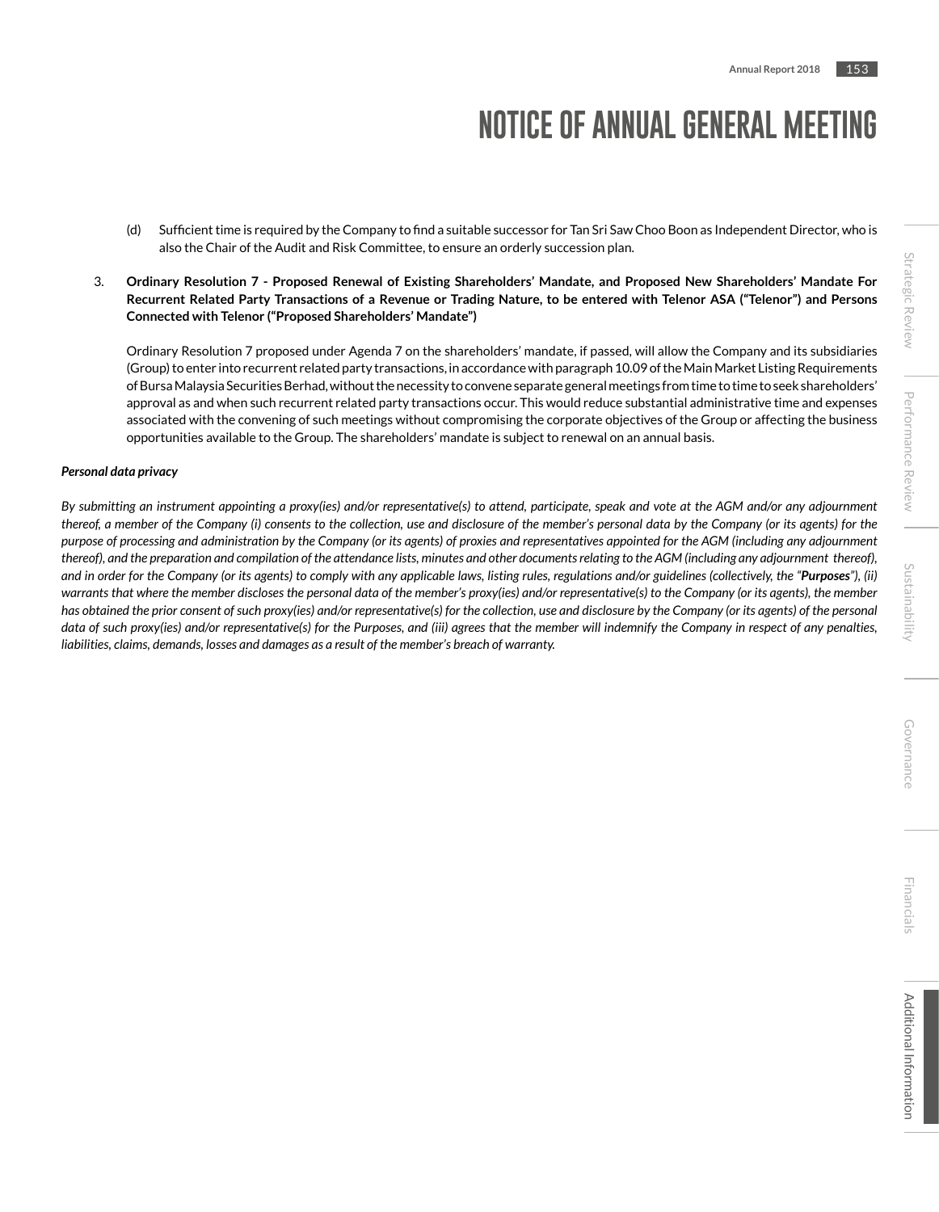# NOTICE OF ANNUAL GENERAL MEETING

(d) Sufficient time is required by the Company to find a suitable successor for Tan Sri Saw Choo Boon as Independent Director, who is also the Chair of the Audit and Risk Committee, to ensure an orderly succession plan.

3. **Ordinary Resolution 7 - Proposed Renewal of Existing Shareholders' Mandate, and Proposed New Shareholders' Mandate For Recurrent Related Party Transactions of a Revenue or Trading Nature, to be entered with Telenor ASA ("Telenor") and Persons Connected with Telenor ("Proposed Shareholders' Mandate")**

   Ordinary Resolution 7 proposed under Agenda 7 on the shareholders' mandate, if passed, will allow the Company and its subsidiaries (Group) to enter into recurrent related party transactions, in accordance with paragraph 10.09 of the Main Market Listing Requirements of Bursa Malaysia Securities Berhad, without the necessity to convene separate general meetings from time to time to seek shareholders' approval as and when such recurrent related party transactions occur. This would reduce substantial administrative time and expenses associated with the convening of such meetings without compromising the corporate objectives of the Group or affecting the business opportunities available to the Group. The shareholders' mandate is subject to renewal on an annual basis.

***Personal data privacy***

*By submitting an instrument appointing a proxy(ies) and/or representative(s) to attend, participate, speak and vote at the AGM and/or any adjournment thereof, a member of the Company (i) consents to the collection, use and disclosure of the member's personal data by the Company (or its agents) for the purpose of processing and administration by the Company (or its agents) of proxies and representatives appointed for the AGM (including any adjournment thereof), and the preparation and compilation of the attendance lists, minutes and other documents relating to the AGM (including any adjournment thereof), and in order for the Company (or its agents) to comply with any applicable laws, listing rules, regulations and/or guidelines (collectively, the "**Purposes**"), (ii) warrants that where the member discloses the personal data of the member's proxy(ies) and/or representative(s) to the Company (or its agents), the member has obtained the prior consent of such proxy(ies) and/or representative(s) for the collection, use and disclosure by the Company (or its agents) of the personal data of such proxy(ies) and/or representative(s) for the Purposes, and (iii) agrees that the member will indemnify the Company in respect of any penalties, liabilities, claims, demands, losses and damages as a result of the member's breach of warranty.*